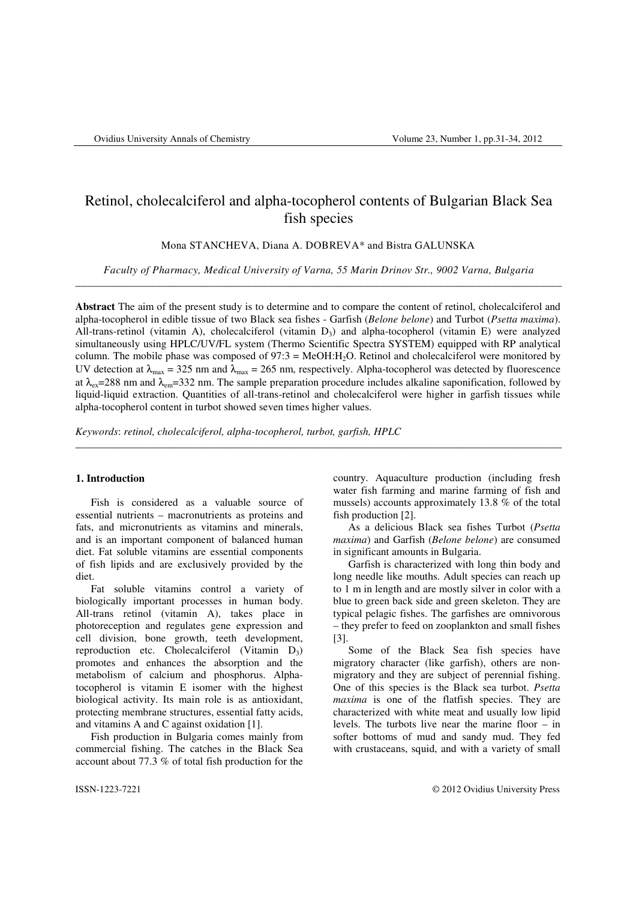# Retinol, cholecalciferol and alpha-tocopherol contents of Bulgarian Black Sea fish species

Mona STANCHEVA, Diana A. DOBREVA* and Bistra GALUNSKA

*Faculty of Pharmacy, Medical University of Varna, 55 Marin Drinov Str., 9002 Varna, Bulgaria*

---

**Abstract** The aim of the present study is to determine and to compare the content of retinol, cholecalciferol and alpha-tocopherol in edible tissue of two Black sea fishes - Garfish (*Belone belone*) and Turbot (*Psetta maxima*). All-trans-retinol (vitamin A), cholecalciferol (vitamin $D_3$) and alpha-tocopherol (vitamin E) were analyzed simultaneously using HPLC/UV/FL system (Thermo Scientific Spectra SYSTEM) equipped with RP analytical column. The mobile phase was composed of 97:3 = MeOH:$H_2O$. Retinol and cholecalciferol were monitored by UV detection at $\lambda_{max}$ = 325 nm and $\lambda_{max}$ = 265 nm, respectively. Alpha-tocopherol was detected by fluorescence at $\lambda_{ex}$=288 nm and $\lambda_{em}$=332 nm. The sample preparation procedure includes alkaline saponification, followed by liquid-liquid extraction. Quantities of all-trans-retinol and cholecalciferol were higher in garfish tissues while alpha-tocopherol content in turbot showed seven times higher values.

*Keywords*: *retinol, cholecalciferol, alpha-tocopherol, turbot, garfish, HPLC*

---

## 1. Introduction

Fish is considered as a valuable source of essential nutrients – macronutrients as proteins and fats, and micronutrients as vitamins and minerals, and is an important component of balanced human diet. Fat soluble vitamins are essential components of fish lipids and are exclusively provided by the diet.

Fat soluble vitamins control a variety of biologically important processes in human body. All-trans retinol (vitamin A), takes place in photoreception and regulates gene expression and cell division, bone growth, teeth development, reproduction etc. Cholecalciferol (Vitamin $D_3$) promotes and enhances the absorption and the metabolism of calcium and phosphorus. Alpha-tocopherol is vitamin E isomer with the highest biological activity. Its main role is as antioxidant, protecting membrane structures, essential fatty acids, and vitamins A and C against oxidation [1].

Fish production in Bulgaria comes mainly from commercial fishing. The catches in the Black Sea account about 77.3 % of total fish production for the country. Aquaculture production (including fresh water fish farming and marine farming of fish and mussels) accounts approximately 13.8 % of the total fish production [2].

As a delicious Black sea fishes Turbot (*Psetta maxima*) and Garfish (*Belone belone*) are consumed in significant amounts in Bulgaria.

Garfish is characterized with long thin body and long needle like mouths. Adult species can reach up to 1 m in length and are mostly silver in color with a blue to green back side and green skeleton. They are typical pelagic fishes. The garfishes are omnivorous – they prefer to feed on zooplankton and small fishes [3].

Some of the Black Sea fish species have migratory character (like garfish), others are non-migratory and they are subject of perennial fishing. One of this species is the Black sea turbot. *Psetta maxima* is one of the flatfish species. They are characterized with white meat and usually low lipid levels. The turbots live near the marine floor – in softer bottoms of mud and sandy mud. They fed with crustaceans, squid, and with a variety of small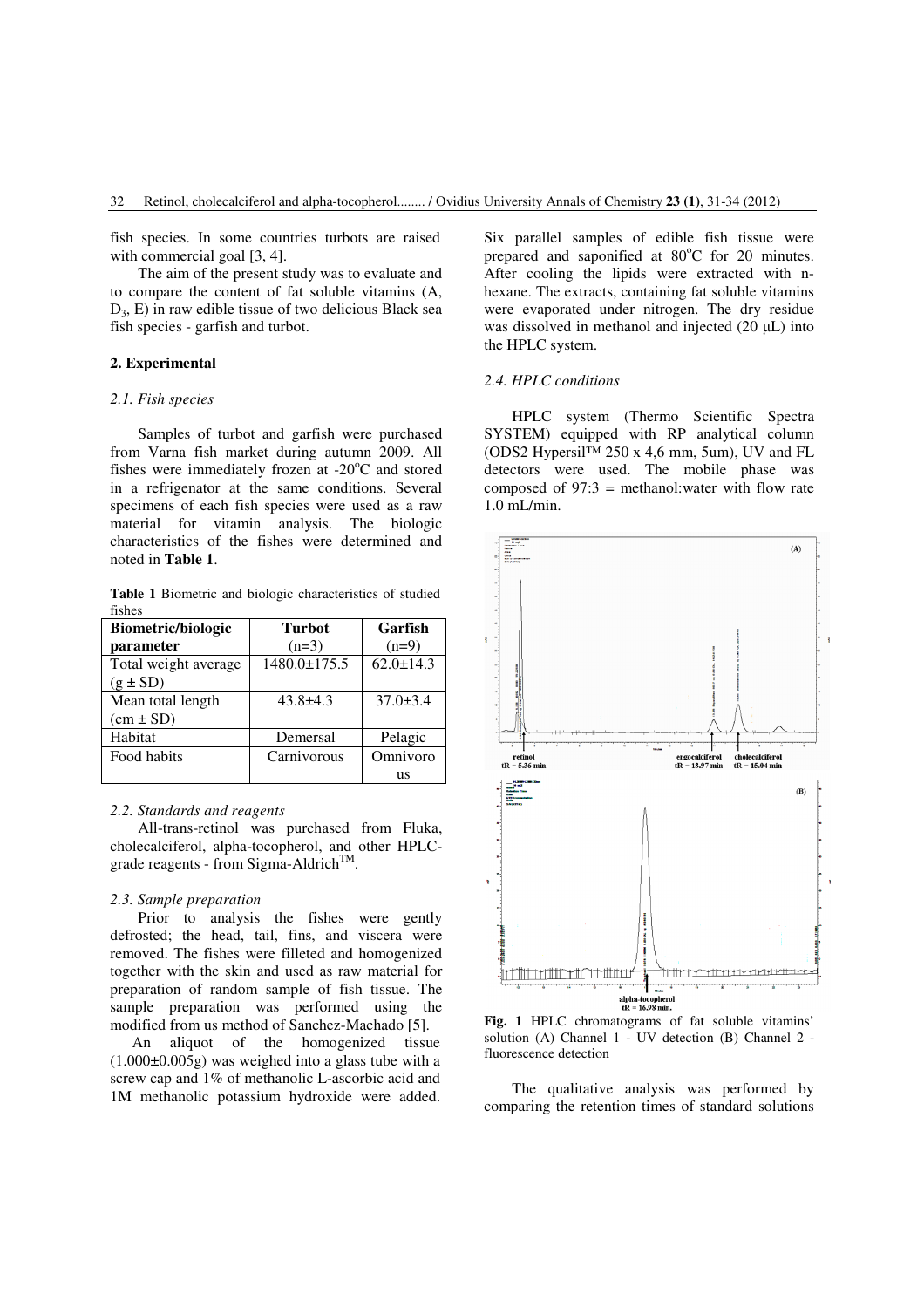fish species. In some countries turbots are raised with commercial goal [3, 4].

The aim of the present study was to evaluate and to compare the content of fat soluble vitamins (A, $D_3$, E) in raw edible tissue of two delicious Black sea fish species - garfish and turbot.

## 2. Experimental

### 2.1. Fish species

Samples of turbot and garfish were purchased from Varna fish market during autumn 2009. All fishes were immediately frozen at -20°C and stored in a refrigenator at the same conditions. Several specimens of each fish species were used as a raw material for vitamin analysis. The biologic characteristics of the fishes were determined and noted in **Table 1**.

**Table 1** Biometric and biologic characteristics of studied fishes

| Biometric/biologic parameter | Turbot (n=3) | Garfish (n=9) |
|---|---|---|
| Total weight average (g ± SD) | 1480.0±175.5 | 62.0±14.3 |
| Mean total length (cm ± SD) | 43.8±4.3 | 37.0±3.4 |
| Habitat | Demersal | Pelagic |
| Food habits | Carnivorous | Omnivorous |

### 2.2. Standards and reagents

All-trans-retinol was purchased from Fluka, cholecalciferol, alpha-tocopherol, and other HPLC-grade reagents - from Sigma-Aldrich™.

### 2.3. Sample preparation

Prior to analysis the fishes were gently defrosted; the head, tail, fins, and viscera were removed. The fishes were filleted and homogenized together with the skin and used as raw material for preparation of random sample of fish tissue. The sample preparation was performed using the modified from us method of Sanchez-Machado [5].

An aliquot of the homogenized tissue (1.000±0.005g) was weighed into a glass tube with a screw cap and 1% of methanolic L-ascorbic acid and 1M methanolic potassium hydroxide were added. Six parallel samples of edible fish tissue were prepared and saponified at 80°C for 20 minutes. After cooling the lipids were extracted with n-hexane. The extracts, containing fat soluble vitamins were evaporated under nitrogen. The dry residue was dissolved in methanol and injected (20 µL) into the HPLC system.

### 2.4. HPLC conditions

HPLC system (Thermo Scientific Spectra SYSTEM) equipped with RP analytical column (ODS2 Hypersil™ 250 x 4,6 mm, 5um), UV and FL detectors were used. The mobile phase was composed of 97:3 = methanol:water with flow rate 1.0 mL/min.

**Fig. 1** HPLC chromatograms of fat soluble vitamins' solution (A) Channel 1 - UV detection (B) Channel 2 - fluorescence detection

The qualitative analysis was performed by comparing the retention times of standard solutions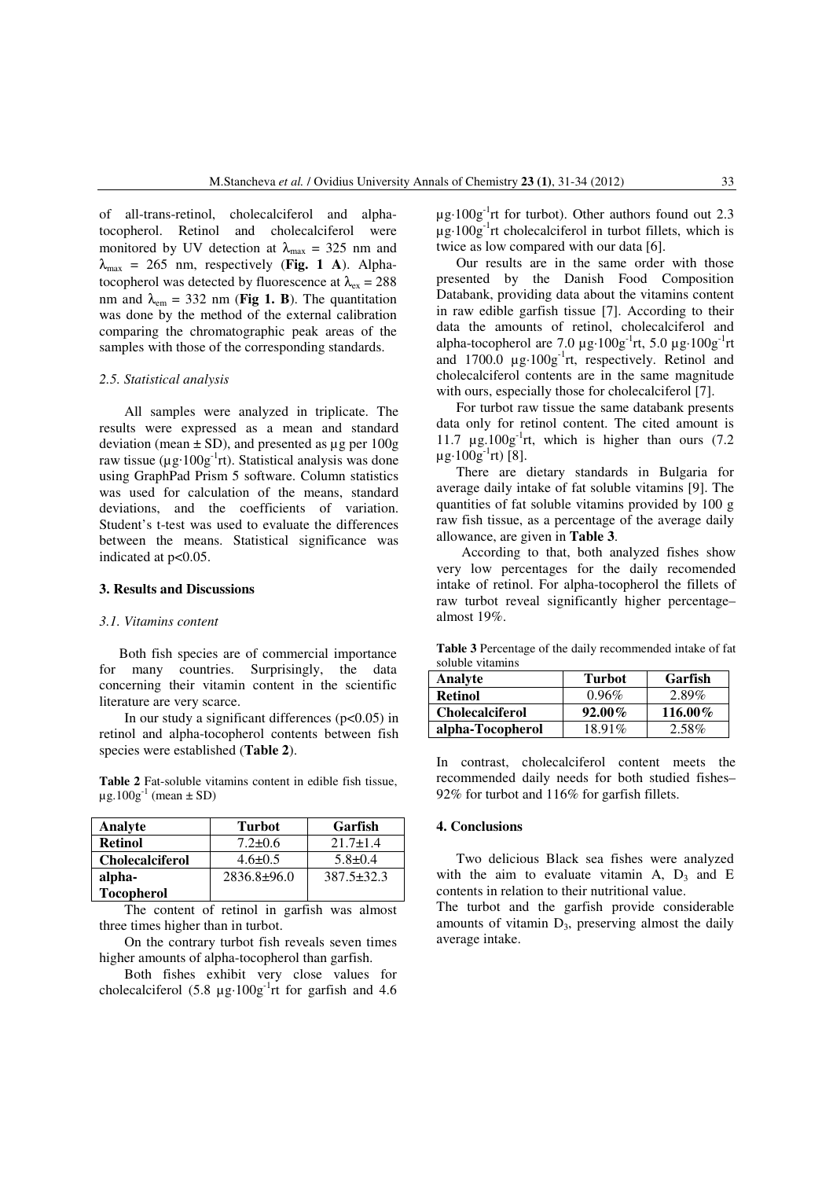of all-trans-retinol, cholecalciferol and alpha-tocopherol. Retinol and cholecalciferol were monitored by UV detection at $\lambda_{max}$ = 325 nm and $\lambda_{max}$ = 265 nm, respectively (**Fig. 1 A**). Alpha-tocopherol was detected by fluorescence at $\lambda_{ex}$ = 288 nm and $\lambda_{em}$ = 332 nm (**Fig 1. B**). The quantitation was done by the method of the external calibration comparing the chromatographic peak areas of the samples with those of the corresponding standards.

*2.5. Statistical analysis*

All samples were analyzed in triplicate. The results were expressed as a mean and standard deviation (mean ± SD), and presented as µg per 100g raw tissue (µg·100g$^{-1}$rt). Statistical analysis was done using GraphPad Prism 5 software. Column statistics was used for calculation of the means, standard deviations, and the coefficients of variation. Student's t-test was used to evaluate the differences between the means. Statistical significance was indicated at $p<0.05$.

## 3. Results and Discussions

*3.1. Vitamins content*

Both fish species are of commercial importance for many countries. Surprisingly, the data concerning their vitamin content in the scientific literature are very scarce.

In our study a significant differences ($p<0.05$) in retinol and alpha-tocopherol contents between fish species were established (**Table 2**).

**Table 2** Fat-soluble vitamins content in edible fish tissue, µg.100g$^{-1}$ (mean ± SD)

| Analyte | Turbot | Garfish |
|---|---|---|
| **Retinol** | 7.2±0.6 | 21.7±1.4 |
| **Cholecalciferol** | 4.6±0.5 | 5.8±0.4 |
| **alpha-Tocopherol** | 2836.8±96.0 | 387.5±32.3 |

The content of retinol in garfish was almost three times higher than in turbot.

On the contrary turbot fish reveals seven times higher amounts of alpha-tocopherol than garfish.

Both fishes exhibit very close values for cholecalciferol (5.8 µg·100g$^{-1}$rt for garfish and 4.6 µg·100g$^{-1}$rt for turbot). Other authors found out 2.3 µg·100g$^{-1}$rt cholecalciferol in turbot fillets, which is twice as low compared with our data [6].

Our results are in the same order with those presented by the Danish Food Composition Databank, providing data about the vitamins content in raw edible garfish tissue [7]. According to their data the amounts of retinol, cholecalciferol and alpha-tocopherol are 7.0 µg·100g$^{-1}$rt, 5.0 µg·100g$^{-1}$rt and 1700.0 µg·100g$^{-1}$rt, respectively. Retinol and cholecalciferol contents are in the same magnitude with ours, especially those for cholecalciferol [7].

For turbot raw tissue the same databank presents data only for retinol content. The cited amount is 11.7 µg.100g$^{-1}$rt, which is higher than ours (7.2 µg·100g$^{-1}$rt) [8].

There are dietary standards in Bulgaria for average daily intake of fat soluble vitamins [9]. The quantities of fat soluble vitamins provided by 100 g raw fish tissue, as a percentage of the average daily allowance, are given in **Table 3**.

According to that, both analyzed fishes show very low percentages for the daily recomended intake of retinol. For alpha-tocopherol the fillets of raw turbot reveal significantly higher percentage– almost 19%.

**Table 3** Percentage of the daily recommended intake of fat soluble vitamins

| Analyte | Turbot | Garfish |
|---|---|---|
| **Retinol** | 0.96% | 2.89% |
| **Cholecalciferol** | **92.00%** | **116.00%** |
| **alpha-Tocopherol** | 18.91% | 2.58% |

In contrast, cholecalciferol content meets the recommended daily needs for both studied fishes– 92% for turbot and 116% for garfish fillets.

## 4. Conclusions

Two delicious Black sea fishes were analyzed with the aim to evaluate vitamin A, $D_3$ and E contents in relation to their nutritional value.

The turbot and the garfish provide considerable amounts of vitamin $D_3$, preserving almost the daily average intake.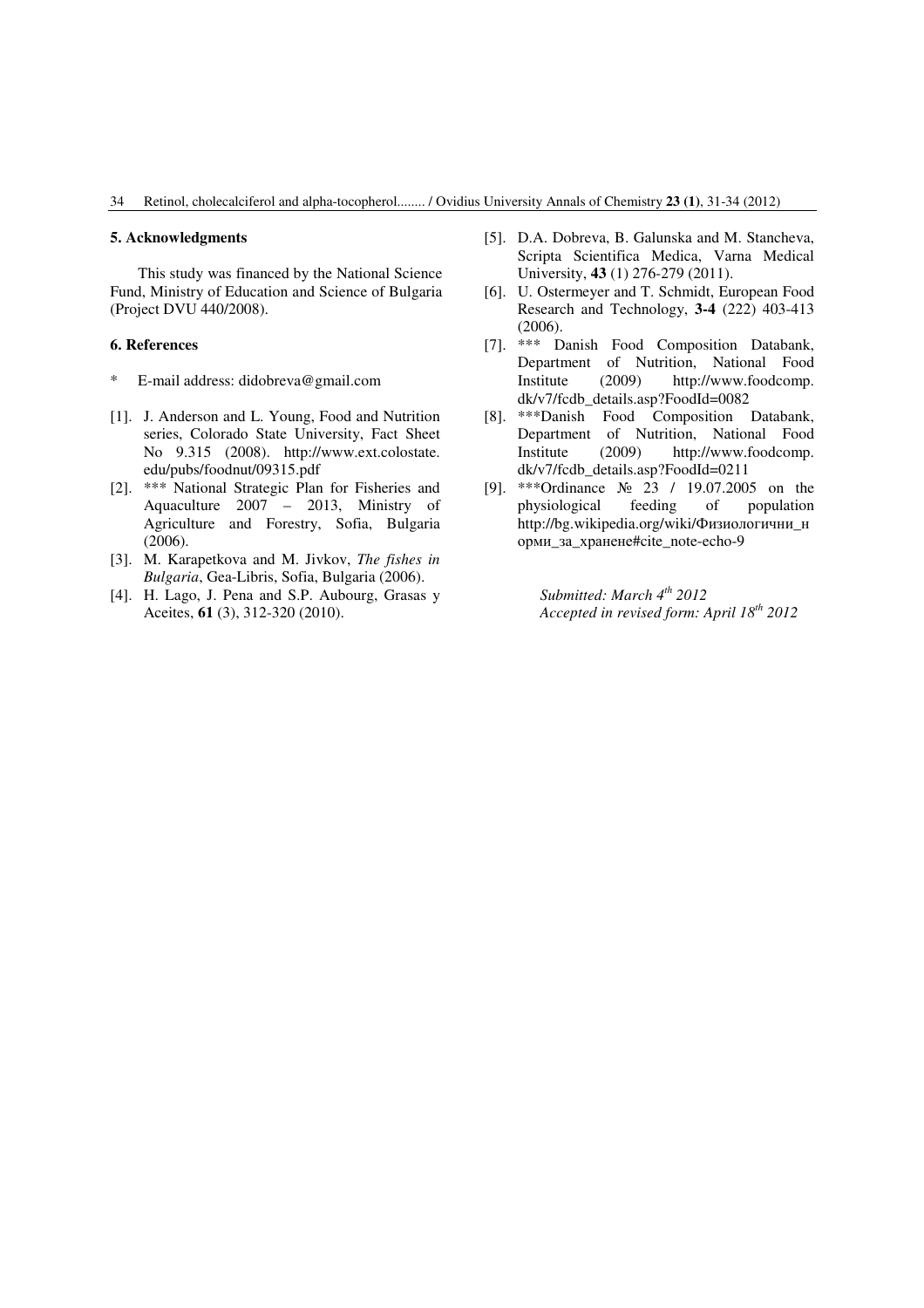## 5. Acknowledgments

This study was financed by the National Science Fund, Ministry of Education and Science of Bulgaria (Project DVU 440/2008).

## 6. References

\* E-mail address: didobreva@gmail.com

[1]. J. Anderson and L. Young, Food and Nutrition series, Colorado State University, Fact Sheet No 9.315 (2008). http://www.ext.colostate.edu/pubs/foodnut/09315.pdf

[2]. *** National Strategic Plan for Fisheries and Aquaculture 2007 – 2013, Ministry of Agriculture and Forestry, Sofia, Bulgaria (2006).

[3]. M. Karapetkova and M. Jivkov, *The fishes in Bulgaria*, Gea-Libris, Sofia, Bulgaria (2006).

[4]. H. Lago, J. Pena and S.P. Aubourg, Grasas y Aceites, **61** (3), 312-320 (2010).

[5]. D.A. Dobreva, B. Galunska and M. Stancheva, Scripta Scientifica Medica, Varna Medical University, **43** (1) 276-279 (2011).

[6]. U. Ostermeyer and T. Schmidt, European Food Research and Technology, **3-4** (222) 403-413 (2006).

[7]. *** Danish Food Composition Databank, Department of Nutrition, National Food Institute (2009) http://www.foodcomp.dk/v7/fcdb_details.asp?FoodId=0082

[8]. ***Danish Food Composition Databank, Department of Nutrition, National Food Institute (2009) http://www.foodcomp.dk/v7/fcdb_details.asp?FoodId=0211

[9]. ***Ordinance № 23 / 19.07.2005 on the physiological feeding of population http://bg.wikipedia.org/wiki/Физиологични_норми_за_хранене#cite_note-echo-9

*Submitted: March 4th 2012*
*Accepted in revised form: April 18th 2012*